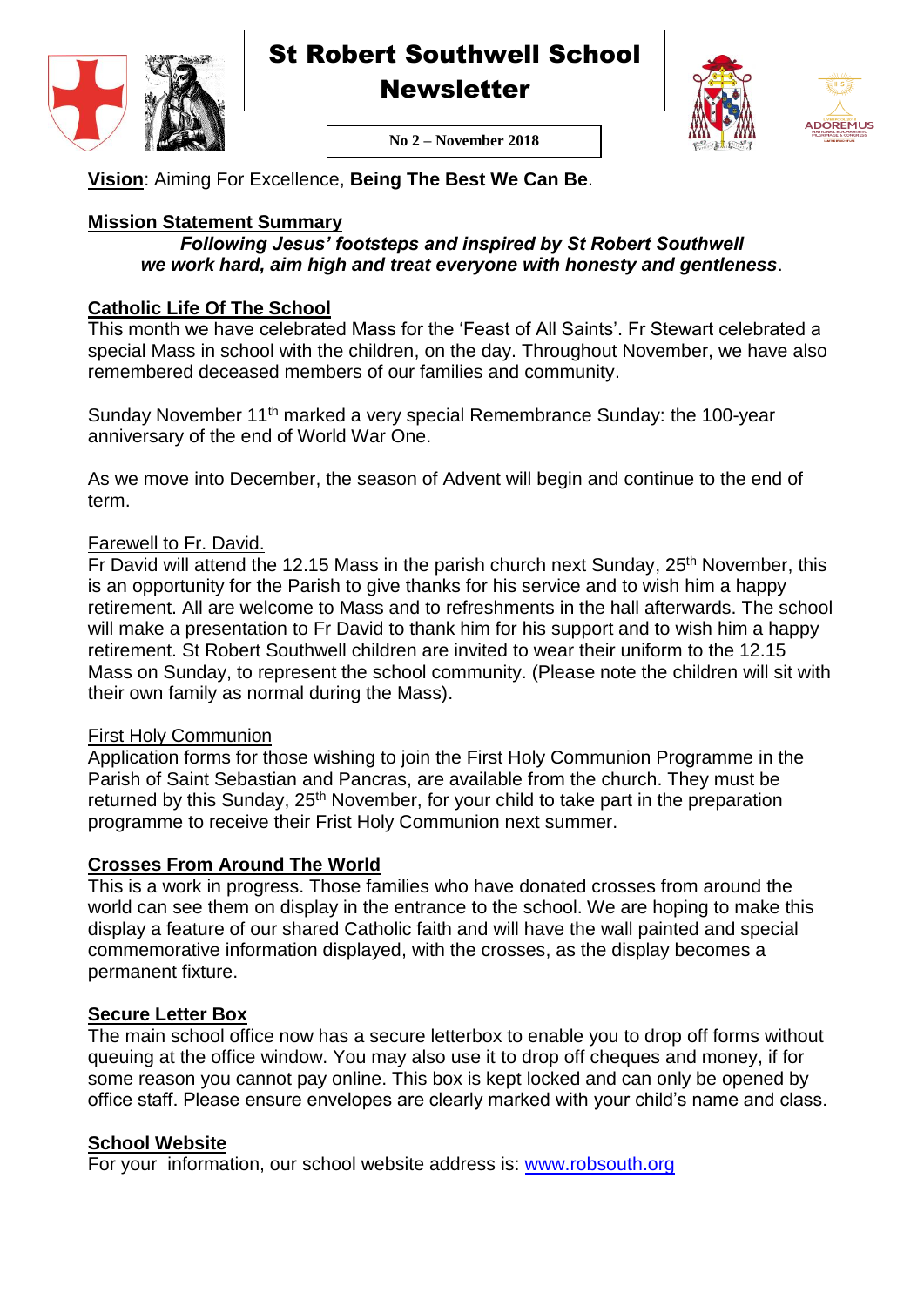# St Robert Southwell School Newsletter

**No 2 – November 2018**

**Vision**: Aiming For Excellence, **Being The Best We Can Be**.

## Mission Statement Summary

***Following Jesus' footsteps and inspired by St Robert Southwell we work hard, aim high and treat everyone with honesty and gentleness***.

## Catholic Life Of The School

This month we have celebrated Mass for the 'Feast of All Saints'. Fr Stewart celebrated a special Mass in school with the children, on the day. Throughout November, we have also remembered deceased members of our families and community.

Sunday November 11th marked a very special Remembrance Sunday: the 100-year anniversary of the end of World War One.

As we move into December, the season of Advent will begin and continue to the end of term.

### Farewell to Fr. David.

Fr David will attend the 12.15 Mass in the parish church next Sunday, 25th November, this is an opportunity for the Parish to give thanks for his service and to wish him a happy retirement. All are welcome to Mass and to refreshments in the hall afterwards. The school will make a presentation to Fr David to thank him for his support and to wish him a happy retirement. St Robert Southwell children are invited to wear their uniform to the 12.15 Mass on Sunday, to represent the school community. (Please note the children will sit with their own family as normal during the Mass).

### First Holy Communion

Application forms for those wishing to join the First Holy Communion Programme in the Parish of Saint Sebastian and Pancras, are available from the church. They must be returned by this Sunday, 25th November, for your child to take part in the preparation programme to receive their Frist Holy Communion next summer.

## Crosses From Around The World

This is a work in progress. Those families who have donated crosses from around the world can see them on display in the entrance to the school. We are hoping to make this display a feature of our shared Catholic faith and will have the wall painted and special commemorative information displayed, with the crosses, as the display becomes a permanent fixture.

## Secure Letter Box

The main school office now has a secure letterbox to enable you to drop off forms without queuing at the office window. You may also use it to drop off cheques and money, if for some reason you cannot pay online. This box is kept locked and can only be opened by office staff. Please ensure envelopes are clearly marked with your child's name and class.

## School Website

For your information, our school website address is: [www.robsouth.org](www.robsouth.org)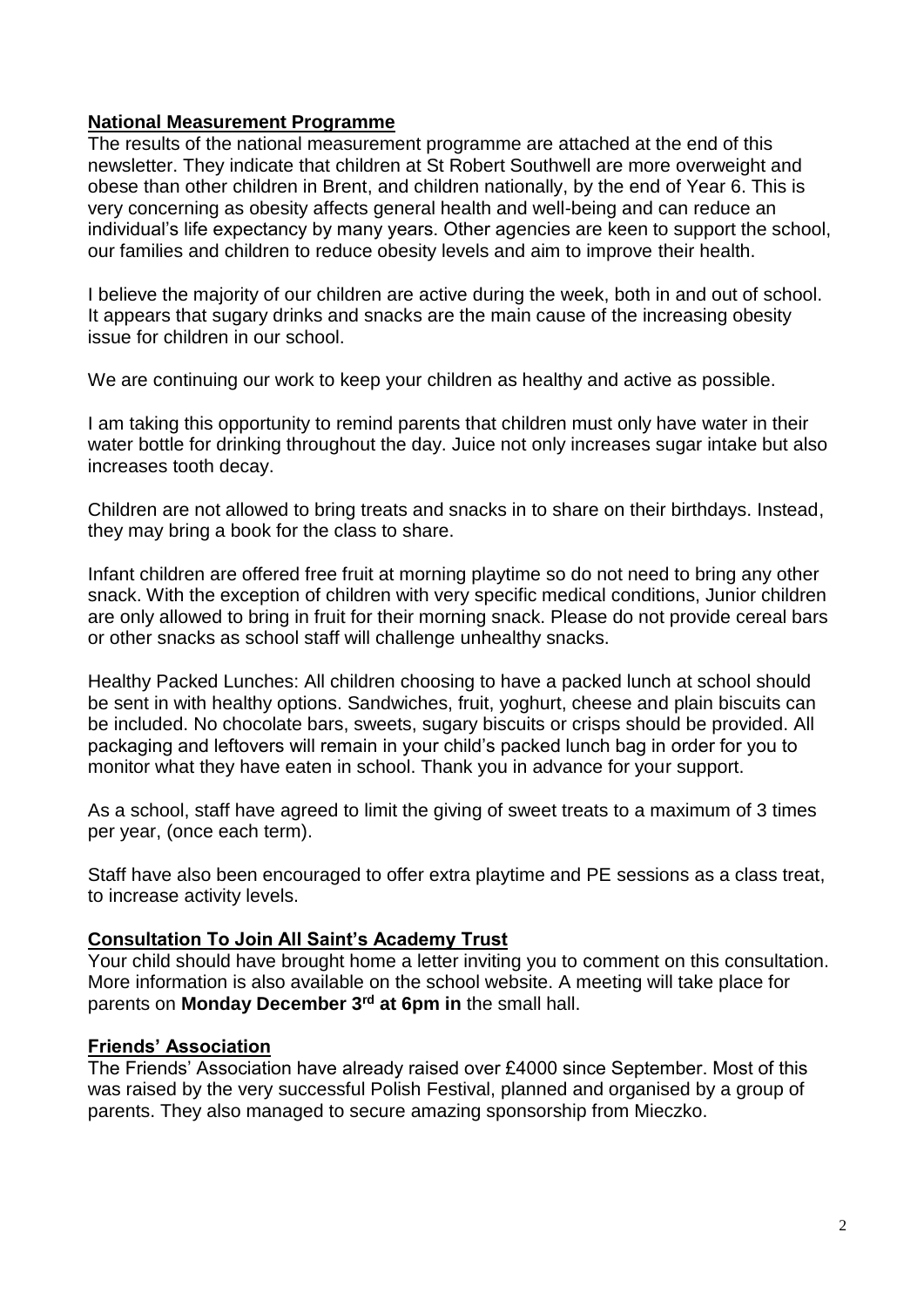## National Measurement Programme

The results of the national measurement programme are attached at the end of this newsletter. They indicate that children at St Robert Southwell are more overweight and obese than other children in Brent, and children nationally, by the end of Year 6. This is very concerning as obesity affects general health and well-being and can reduce an individual's life expectancy by many years. Other agencies are keen to support the school, our families and children to reduce obesity levels and aim to improve their health.

I believe the majority of our children are active during the week, both in and out of school. It appears that sugary drinks and snacks are the main cause of the increasing obesity issue for children in our school.

We are continuing our work to keep your children as healthy and active as possible.

I am taking this opportunity to remind parents that children must only have water in their water bottle for drinking throughout the day. Juice not only increases sugar intake but also increases tooth decay.

Children are not allowed to bring treats and snacks in to share on their birthdays. Instead, they may bring a book for the class to share.

Infant children are offered free fruit at morning playtime so do not need to bring any other snack. With the exception of children with very specific medical conditions, Junior children are only allowed to bring in fruit for their morning snack. Please do not provide cereal bars or other snacks as school staff will challenge unhealthy snacks.

Healthy Packed Lunches: All children choosing to have a packed lunch at school should be sent in with healthy options. Sandwiches, fruit, yoghurt, cheese and plain biscuits can be included. No chocolate bars, sweets, sugary biscuits or crisps should be provided. All packaging and leftovers will remain in your child's packed lunch bag in order for you to monitor what they have eaten in school. Thank you in advance for your support.

As a school, staff have agreed to limit the giving of sweet treats to a maximum of 3 times per year, (once each term).

Staff have also been encouraged to offer extra playtime and PE sessions as a class treat, to increase activity levels.

## Consultation To Join All Saint's Academy Trust

Your child should have brought home a letter inviting you to comment on this consultation. More information is also available on the school website. A meeting will take place for parents on **Monday December 3rd at 6pm in** the small hall.

## Friends' Association

The Friends' Association have already raised over £4000 since September. Most of this was raised by the very successful Polish Festival, planned and organised by a group of parents. They also managed to secure amazing sponsorship from Mieczko.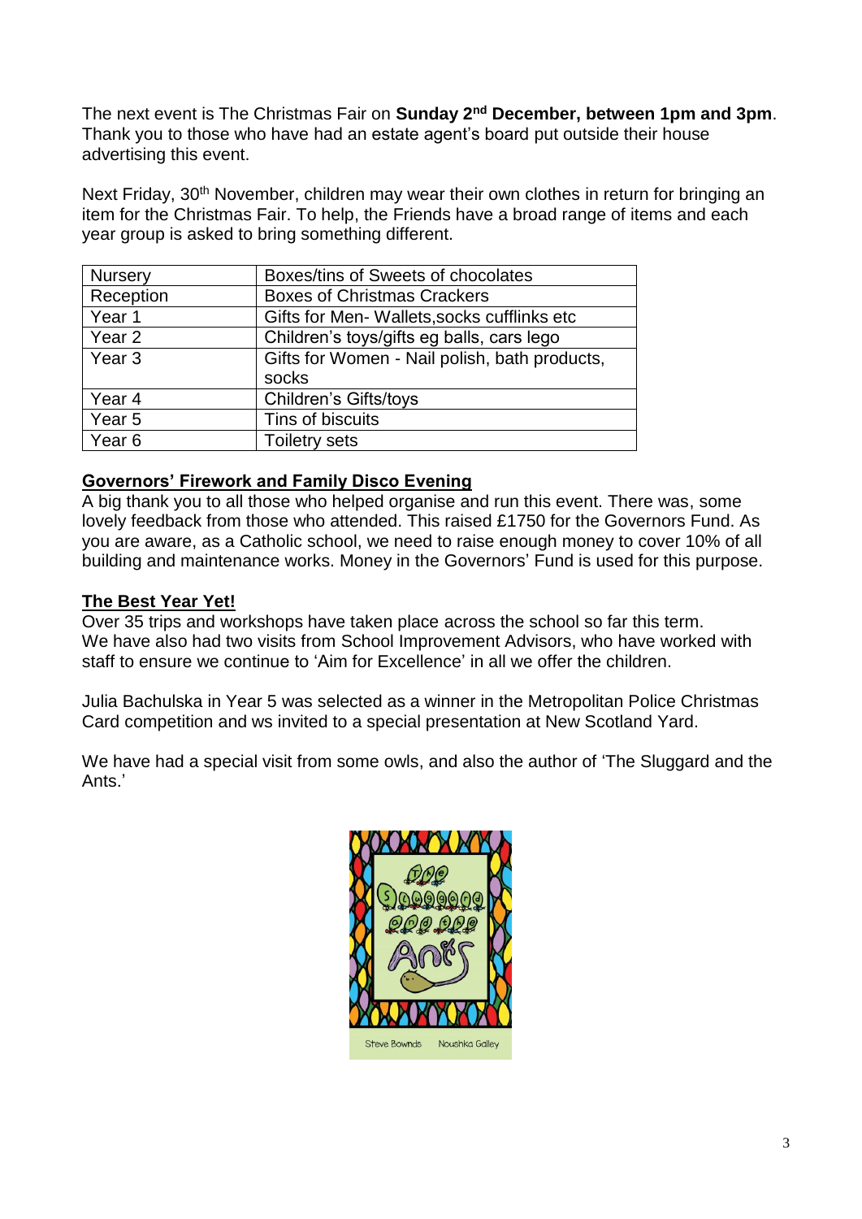The next event is The Christmas Fair on **Sunday 2nd December, between 1pm and 3pm**. Thank you to those who have had an estate agent's board put outside their house advertising this event.

Next Friday, 30th November, children may wear their own clothes in return for bringing an item for the Christmas Fair. To help, the Friends have a broad range of items and each year group is asked to bring something different.

| Nursery | Boxes/tins of Sweets of chocolates |
|---|---|
| Reception | Boxes of Christmas Crackers |
| Year 1 | Gifts for Men- Wallets,socks cufflinks etc |
| Year 2 | Children's toys/gifts eg balls, cars lego |
| Year 3 | Gifts for Women - Nail polish, bath products, socks |
| Year 4 | Children's Gifts/toys |
| Year 5 | Tins of biscuits |
| Year 6 | Toiletry sets |

**Governors' Firework and Family Disco Evening**

A big thank you to all those who helped organise and run this event. There was, some lovely feedback from those who attended. This raised £1750 for the Governors Fund. As you are aware, as a Catholic school, we need to raise enough money to cover 10% of all building and maintenance works. Money in the Governors' Fund is used for this purpose.

**The Best Year Yet!**

Over 35 trips and workshops have taken place across the school so far this term. We have also had two visits from School Improvement Advisors, who have worked with staff to ensure we continue to 'Aim for Excellence' in all we offer the children.

Julia Bachulska in Year 5 was selected as a winner in the Metropolitan Police Christmas Card competition and ws invited to a special presentation at New Scotland Yard.

We have had a special visit from some owls, and also the author of 'The Sluggard and the Ants.'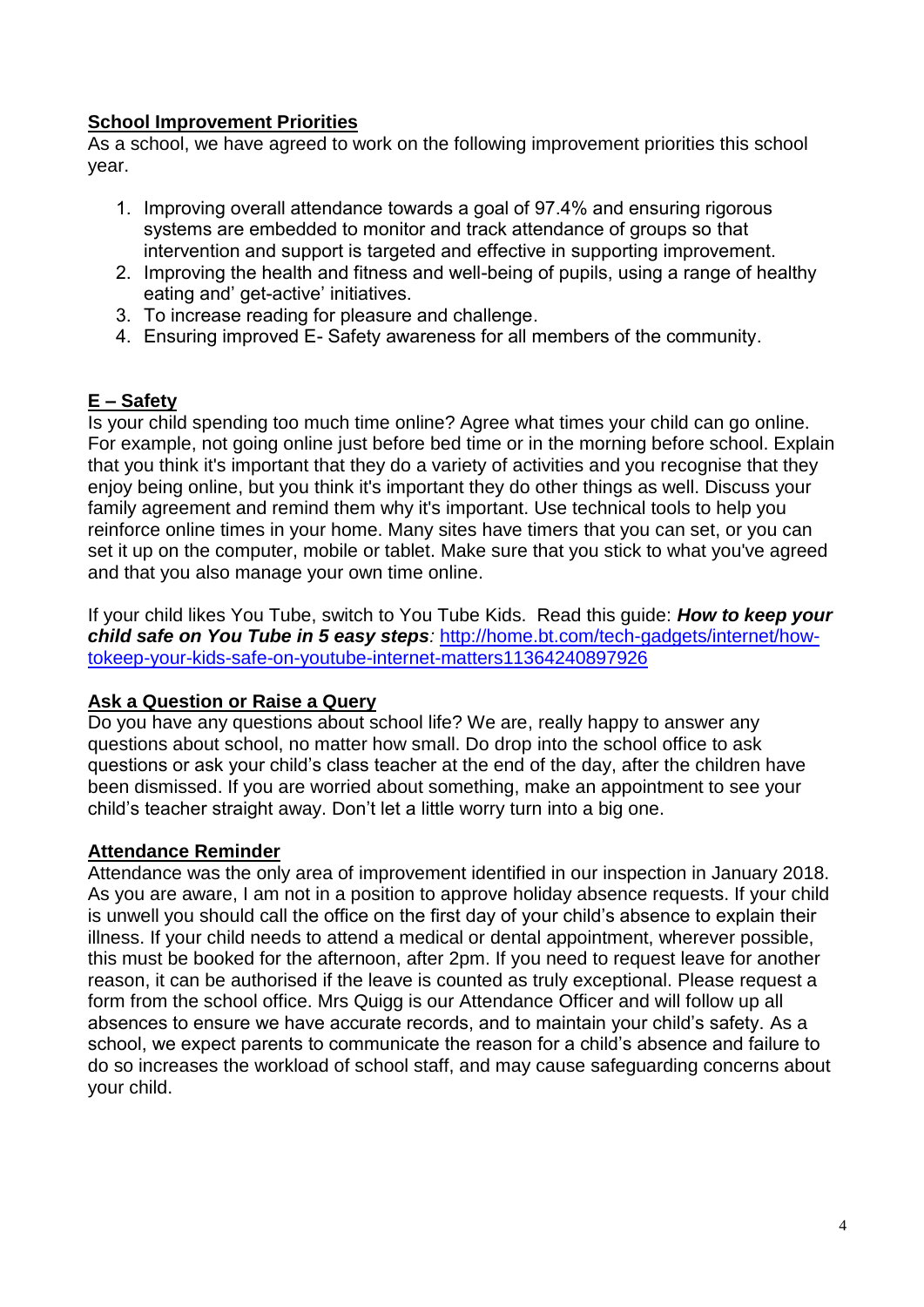## School Improvement Priorities

As a school, we have agreed to work on the following improvement priorities this school year.

1. Improving overall attendance towards a goal of 97.4% and ensuring rigorous systems are embedded to monitor and track attendance of groups so that intervention and support is targeted and effective in supporting improvement.
2. Improving the health and fitness and well-being of pupils, using a range of healthy eating and' get-active' initiatives.
3. To increase reading for pleasure and challenge.
4. Ensuring improved E- Safety awareness for all members of the community.

## E – Safety

Is your child spending too much time online? Agree what times your child can go online. For example, not going online just before bed time or in the morning before school. Explain that you think it's important that they do a variety of activities and you recognise that they enjoy being online, but you think it's important they do other things as well. Discuss your family agreement and remind them why it's important. Use technical tools to help you reinforce online times in your home. Many sites have timers that you can set, or you can set it up on the computer, mobile or tablet. Make sure that you stick to what you've agreed and that you also manage your own time online.

If your child likes You Tube, switch to You Tube Kids. Read this guide: ***How to keep your child safe on You Tube in 5 easy steps****:* [http://home.bt.com/tech-gadgets/internet/how-tokeep-your-kids-safe-on-youtube-internet-matters11364240897926](http://home.bt.com/tech-gadgets/internet/how-tokeep-your-kids-safe-on-youtube-internet-matters11364240897926)

## Ask a Question or Raise a Query

Do you have any questions about school life? We are, really happy to answer any questions about school, no matter how small. Do drop into the school office to ask questions or ask your child's class teacher at the end of the day, after the children have been dismissed. If you are worried about something, make an appointment to see your child's teacher straight away. Don't let a little worry turn into a big one.

## Attendance Reminder

Attendance was the only area of improvement identified in our inspection in January 2018. As you are aware, I am not in a position to approve holiday absence requests. If your child is unwell you should call the office on the first day of your child's absence to explain their illness. If your child needs to attend a medical or dental appointment, wherever possible, this must be booked for the afternoon, after 2pm. If you need to request leave for another reason, it can be authorised if the leave is counted as truly exceptional. Please request a form from the school office. Mrs Quigg is our Attendance Officer and will follow up all absences to ensure we have accurate records, and to maintain your child's safety. As a school, we expect parents to communicate the reason for a child's absence and failure to do so increases the workload of school staff, and may cause safeguarding concerns about your child.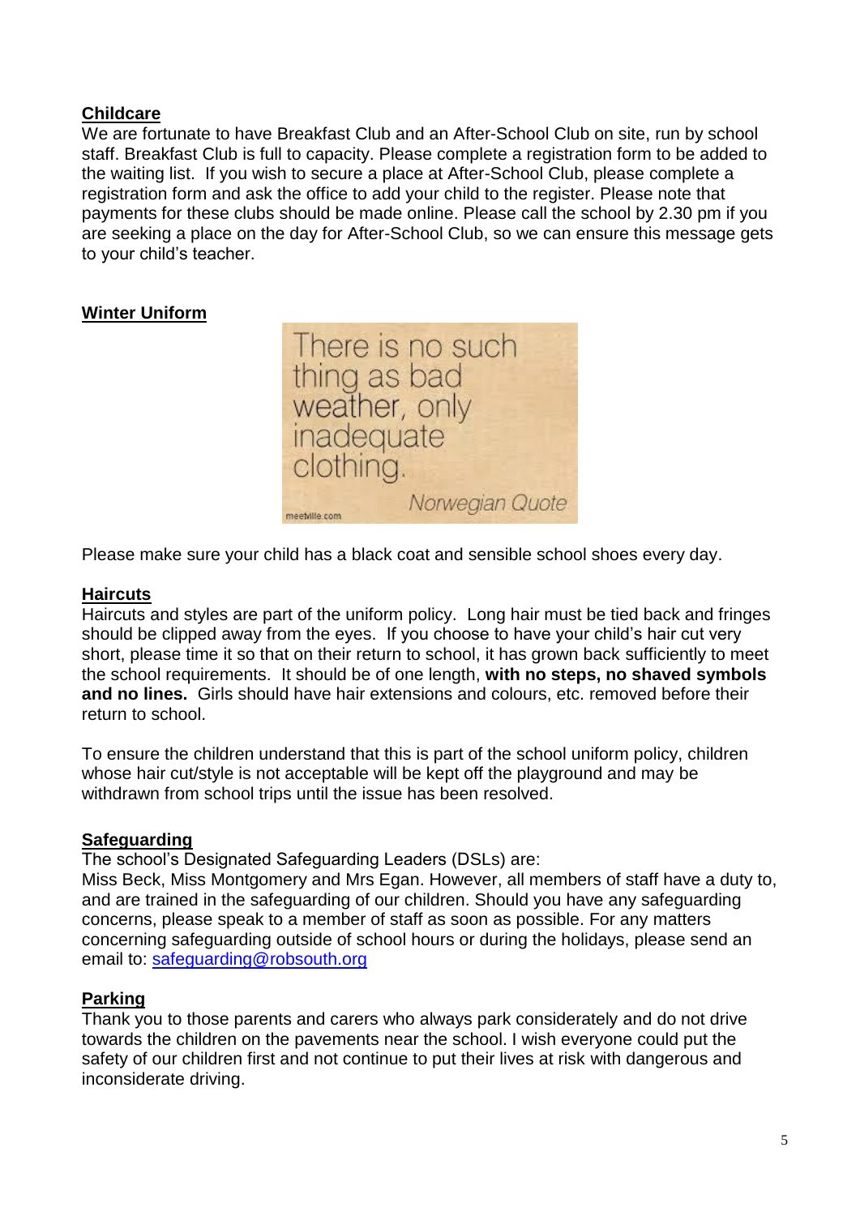**Childcare**

We are fortunate to have Breakfast Club and an After-School Club on site, run by school staff. Breakfast Club is full to capacity. Please complete a registration form to be added to the waiting list. If you wish to secure a place at After-School Club, please complete a registration form and ask the office to add your child to the register. Please note that payments for these clubs should be made online. Please call the school by 2.30 pm if you are seeking a place on the day for After-School Club, so we can ensure this message gets to your child's teacher.

**Winter Uniform**

There is no such thing as bad weather, only inadequate clothing.

*Norwegian Quote*

Please make sure your child has a black coat and sensible school shoes every day.

**Haircuts**

Haircuts and styles are part of the uniform policy. Long hair must be tied back and fringes should be clipped away from the eyes. If you choose to have your child's hair cut very short, please time it so that on their return to school, it has grown back sufficiently to meet the school requirements. It should be of one length, **with no steps, no shaved symbols and no lines.** Girls should have hair extensions and colours, etc. removed before their return to school.

To ensure the children understand that this is part of the school uniform policy, children whose hair cut/style is not acceptable will be kept off the playground and may be withdrawn from school trips until the issue has been resolved.

**Safeguarding**

The school's Designated Safeguarding Leaders (DSLs) are:
Miss Beck, Miss Montgomery and Mrs Egan. However, all members of staff have a duty to, and are trained in the safeguarding of our children. Should you have any safeguarding concerns, please speak to a member of staff as soon as possible. For any matters concerning safeguarding outside of school hours or during the holidays, please send an email to: safeguarding@robsouth.org

**Parking**

Thank you to those parents and carers who always park considerately and do not drive towards the children on the pavements near the school. I wish everyone could put the safety of our children first and not continue to put their lives at risk with dangerous and inconsiderate driving.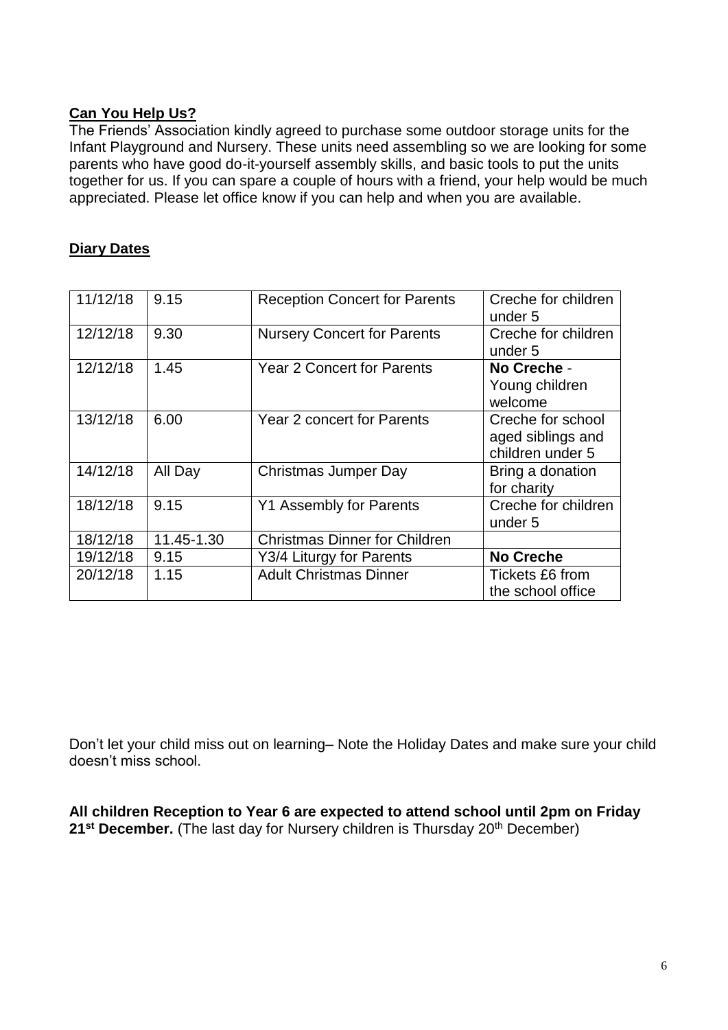## **Can You Help Us?**

The Friends' Association kindly agreed to purchase some outdoor storage units for the Infant Playground and Nursery. These units need assembling so we are looking for some parents who have good do-it-yourself assembly skills, and basic tools to put the units together for us. If you can spare a couple of hours with a friend, your help would be much appreciated. Please let office know if you can help and when you are available.

## **Diary Dates**

| | | | |
|---|---|---|---|
| 11/12/18 | 9.15 | Reception Concert for Parents | Creche for children under 5 |
| 12/12/18 | 9.30 | Nursery Concert for Parents | Creche for children under 5 |
| 12/12/18 | 1.45 | Year 2 Concert for Parents | **No Creche** - Young children welcome |
| 13/12/18 | 6.00 | Year 2 concert for Parents | Creche for school aged siblings and children under 5 |
| 14/12/18 | All Day | Christmas Jumper Day | Bring a donation for charity |
| 18/12/18 | 9.15 | Y1 Assembly for Parents | Creche for children under 5 |
| 18/12/18 | 11.45-1.30 | Christmas Dinner for Children | |
| 19/12/18 | 9.15 | Y3/4 Liturgy for Parents | **No Creche** |
| 20/12/18 | 1.15 | Adult Christmas Dinner | Tickets £6 from the school office |

Don't let your child miss out on learning– Note the Holiday Dates and make sure your child doesn't miss school.

**All children Reception to Year 6 are expected to attend school until 2pm on Friday 21st December.** (The last day for Nursery children is Thursday 20th December)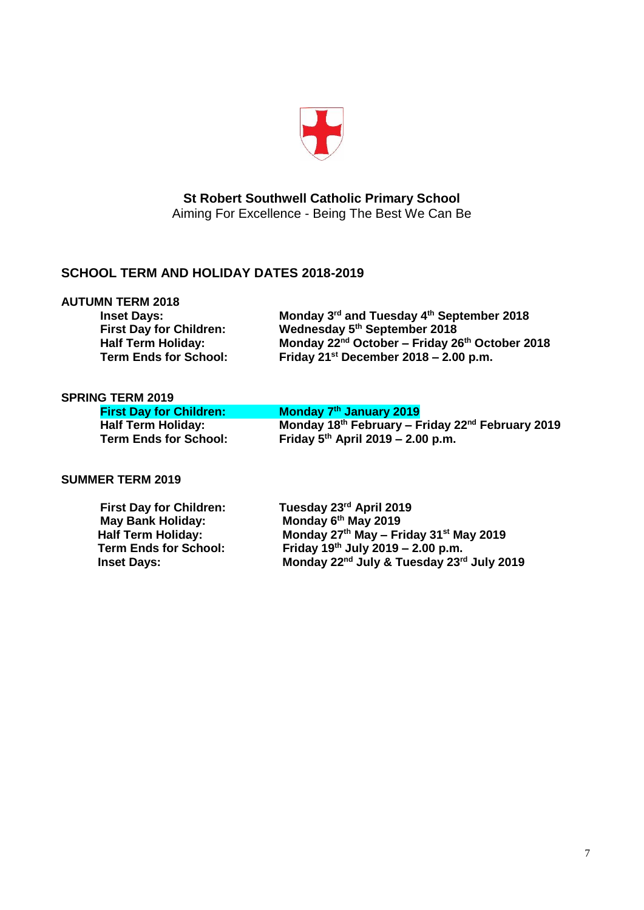**St Robert Southwell Catholic Primary School**

Aiming For Excellence - Being The Best We Can Be

## SCHOOL TERM AND HOLIDAY DATES 2018-2019

### AUTUMN TERM 2018

| | |
|---|---|
| **Inset Days:** | **Monday 3rd and Tuesday 4th September 2018** |
| **First Day for Children:** | **Wednesday 5th September 2018** |
| **Half Term Holiday:** | **Monday 22nd October – Friday 26th October 2018** |
| **Term Ends for School:** | **Friday 21st December 2018 – 2.00 p.m.** |

### SPRING TERM 2019

| | |
|---|---|
| **First Day for Children:** | **Monday 7th January 2019** |
| **Half Term Holiday:** | **Monday 18th February – Friday 22nd February 2019** |
| **Term Ends for School:** | **Friday 5th April 2019 – 2.00 p.m.** |

### SUMMER TERM 2019

| | |
|---|---|
| **First Day for Children:** | **Tuesday 23rd April 2019** |
| **May Bank Holiday:** | **Monday 6th May 2019** |
| **Half Term Holiday:** | **Monday 27th May – Friday 31st May 2019** |
| **Term Ends for School:** | **Friday 19th July 2019 – 2.00 p.m.** |
| **Inset Days:** | **Monday 22nd July & Tuesday 23rd July 2019** |